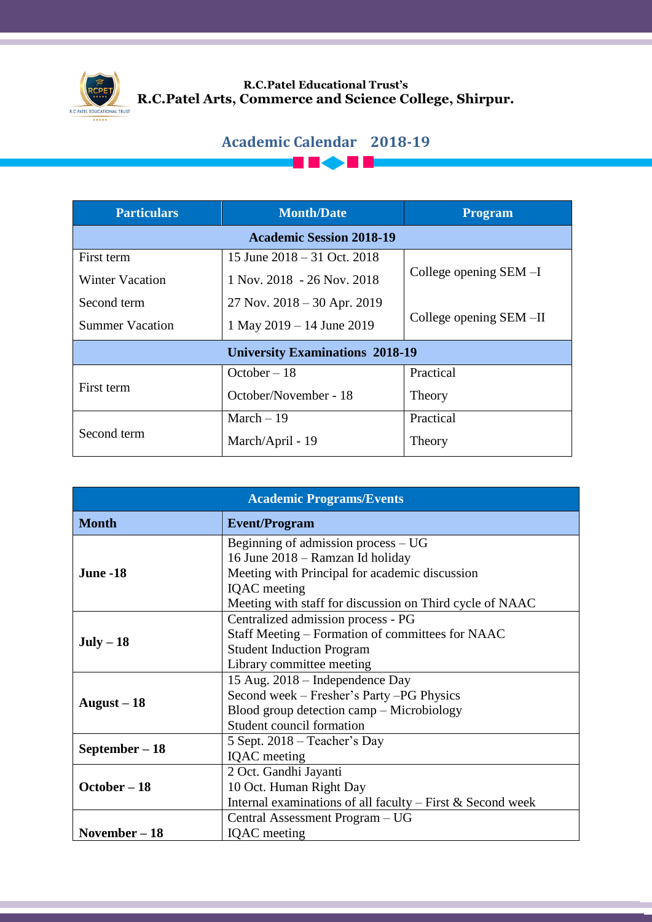R.C.Patel Educational Trust's

**R.C.Patel Arts, Commerce and Science College, Shirpur.**

# Academic Calendar 2018-19

| Particulars | Month/Date | Program |
|---|---|---|
| **Academic Session 2018-19** | | |
| First term | 15 June 2018 – 31 Oct. 2018 | College opening SEM –I |
| Winter Vacation | 1 Nov. 2018 - 26 Nov. 2018 | |
| Second term | 27 Nov. 2018 – 30 Apr. 2019 | College opening SEM –II |
| Summer Vacation | 1 May 2019 – 14 June 2019 | |
| **University Examinations 2018-19** | | |
| First term | October – 18 | Practical |
| | October/November - 18 | Theory |
| Second term | March – 19 | Practical |
| | March/April - 19 | Theory |

| **Academic Programs/Events** | |
|---|---|
| **Month** | **Event/Program** |
| **June -18** | Beginning of admission process – UG<br>16 June 2018 – Ramzan Id holiday<br>Meeting with Principal for academic discussion<br>IQAC meeting<br>Meeting with staff for discussion on Third cycle of NAAC |
| **July – 18** | Centralized admission process - PG<br>Staff Meeting – Formation of committees for NAAC<br>Student Induction Program<br>Library committee meeting |
| **August – 18** | 15 Aug. 2018 – Independence Day<br>Second week – Fresher's Party –PG Physics<br>Blood group detection camp – Microbiology<br>Student council formation |
| **September – 18** | 5 Sept. 2018 – Teacher's Day<br>IQAC meeting |
| **October – 18** | 2 Oct. Gandhi Jayanti<br>10 Oct. Human Right Day<br>Internal examinations of all faculty – First & Second week |
| **November – 18** | Central Assessment Program – UG<br>IQAC meeting |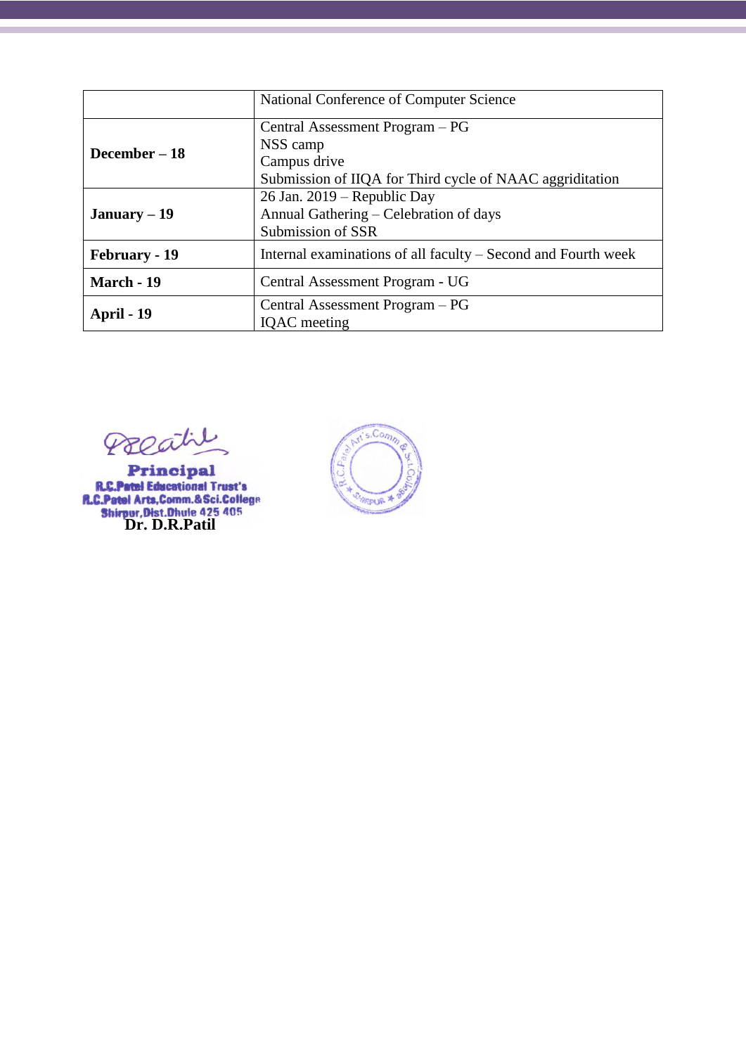| | |
|---|---|
| | National Conference of Computer Science |
| **December – 18** | Central Assessment Program – PG<br>NSS camp<br>Campus drive<br>Submission of IIQA for Third cycle of NAAC aggriditation |
| **January – 19** | 26 Jan. 2019 – Republic Day<br>Annual Gathering – Celebration of days<br>Submission of SSR |
| **February - 19** | Internal examinations of all faculty – Second and Fourth week |
| **March - 19** | Central Assessment Program - UG |
| **April - 19** | Central Assessment Program – PG<br>IQAC meeting |

**Principal**
**R.C.Patel Educational Trust's**
**R.C.Patel Arts,Comm.&Sci.College**
**Shirpur,Dist.Dhule 425 405**
**Dr. D.R.Patil**

R.C.Patel Art's.Comm & Sci.College * SHIRPUR *